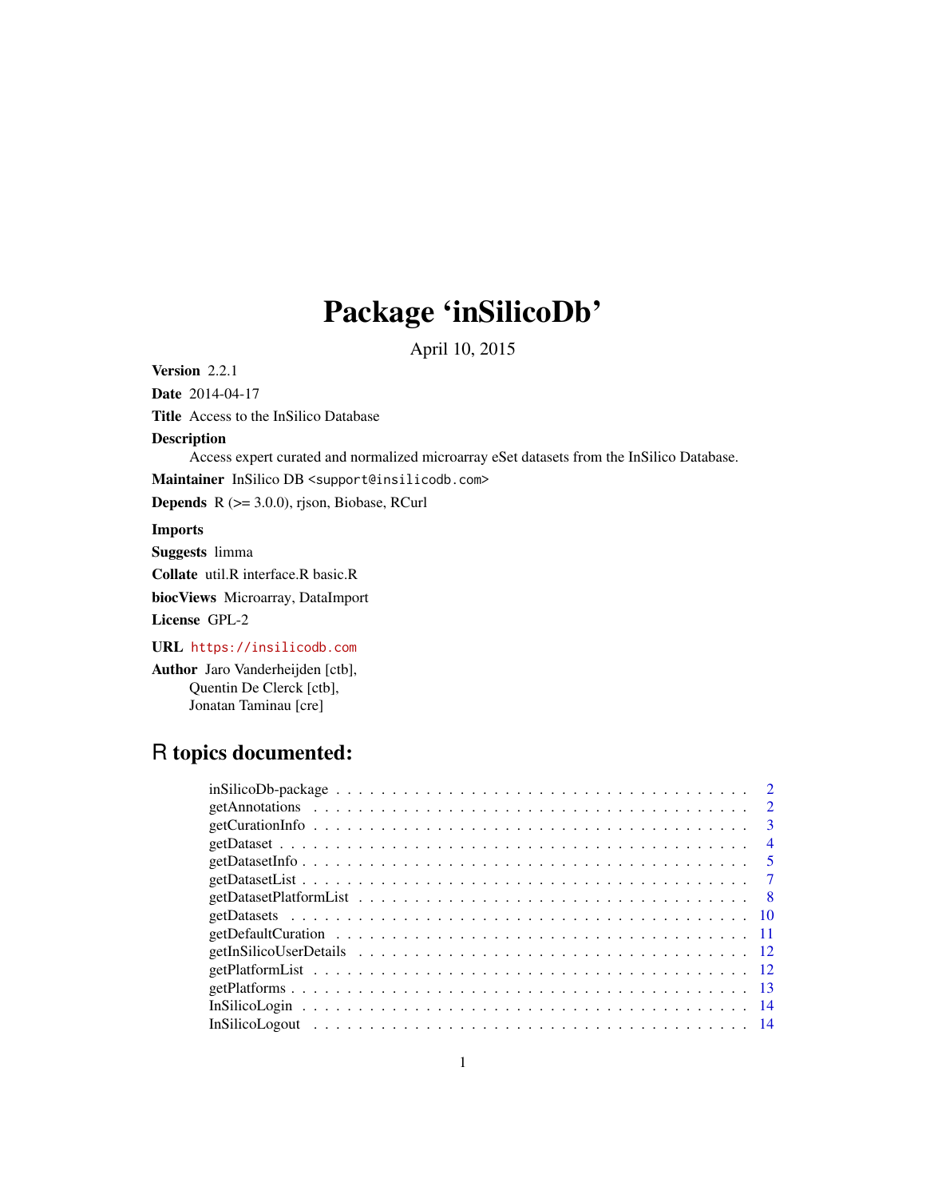# Package 'inSilicoDb'

April 10, 2015

**Version** 2.2.1

**Date** 2014-04-17

**Title** Access to the InSilico Database

**Description**
Access expert curated and normalized microarray eSet datasets from the InSilico Database.

**Maintainer** InSilico DB <support@insilicodb.com>

**Depends** R (>= 3.0.0), rjson, Biobase, RCurl

**Imports**

**Suggests** limma

**Collate** util.R interface.R basic.R

**biocViews** Microarray, DataImport

**License** GPL-2

**URL** https://insilicodb.com

**Author** Jaro Vanderheijden [ctb],
Quentin De Clerck [ctb],
Jonatan Taminau [cre]

## R topics documented:

| | |
|---|---|
| inSilicoDb-package | 2 |
| getAnnotations | 2 |
| getCurationInfo | 3 |
| getDataset | 4 |
| getDatasetInfo | 5 |
| getDatasetList | 7 |
| getDatasetPlatformList | 8 |
| getDatasets | 10 |
| getDefaultCuration | 11 |
| getInSilicoUserDetails | 12 |
| getPlatformList | 12 |
| getPlatforms | 13 |
| InSilicoLogin | 14 |
| InSilicoLogout | 14 |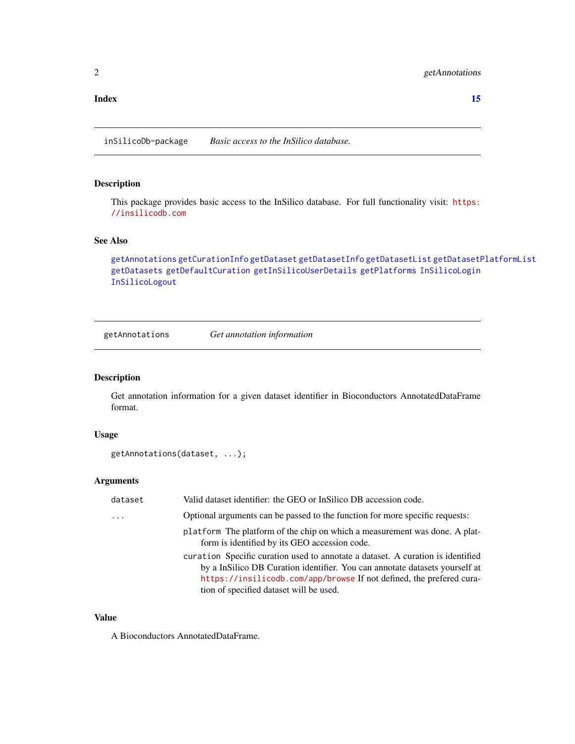**Index** **15**

---

## inSilicoDb-package — *Basic access to the InSilico database.*

### Description

This package provides basic access to the InSilico database. For full functionality visit: https://insilicodb.com

### See Also

getAnnotations getCurationInfo getDataset getDatasetInfo getDatasetList getDatasetPlatformList getDatasets getDefaultCuration getInSilicoUserDetails getPlatforms InSilicoLogin InSilicoLogout

---

## getAnnotations — *Get annotation information*

### Description

Get annotation information for a given dataset identifier in Bioconductors AnnotatedDataFrame format.

### Usage

```
getAnnotations(dataset, ...);
```

### Arguments

| | |
|---|---|
| dataset | Valid dataset identifier: the GEO or InSilico DB accession code. |
| ... | Optional arguments can be passed to the function for more specific requests: |

- `platform` The platform of the chip on which a measurement was done. A platform is identified by its GEO accession code.
- `curation` Specific curation used to annotate a dataset. A curation is identified by a InSilico DB Curation identifier. You can annotate datasets yourself at https://insilicodb.com/app/browse If not defined, the prefered curation of specified dataset will be used.

### Value

A Bioconductors AnnotatedDataFrame.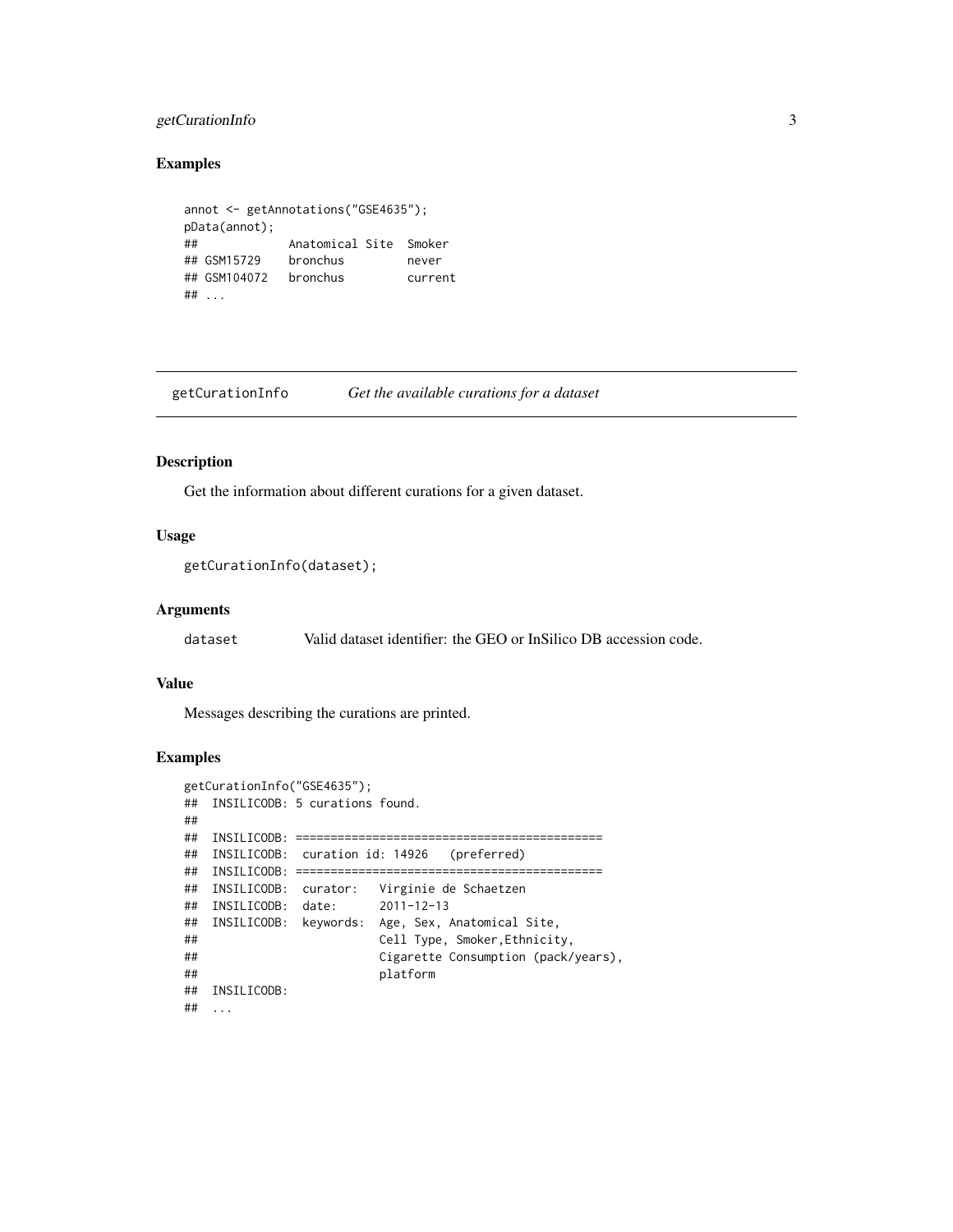### Examples

```
annot <- getAnnotations("GSE4635");
pData(annot);
##              Anatomical Site  Smoker
## GSM15729     bronchus         never
## GSM104072    bronchus         current
## ...
```

---

## getCurationInfo    *Get the available curations for a dataset*

### Description

Get the information about different curations for a given dataset.

### Usage

```
getCurationInfo(dataset);
```

### Arguments

| | |
|---|---|
| dataset | Valid dataset identifier: the GEO or InSilico DB accession code. |

### Value

Messages describing the curations are printed.

### Examples

```
getCurationInfo("GSE4635");
##  INSILICODB: 5 curations found.
##
##  INSILICODB: ============================================
##  INSILICODB:  curation id: 14926   (preferred)
##  INSILICODB: ============================================
##  INSILICODB:  curator:   Virginie de Schaetzen
##  INSILICODB:  date:      2011-12-13
##  INSILICODB:  keywords:  Age, Sex, Anatomical Site,
##                          Cell Type, Smoker,Ethnicity,
##                          Cigarette Consumption (pack/years),
##                          platform
##  INSILICODB:
##  ...
```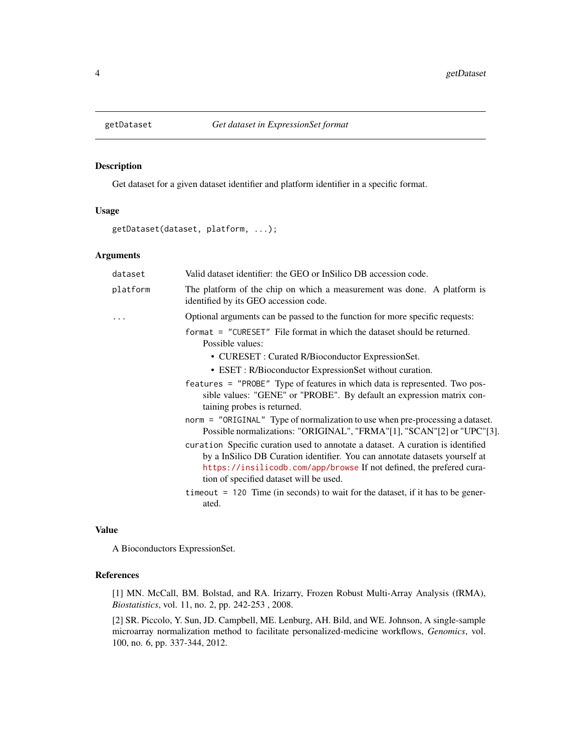## getDataset — *Get dataset in ExpressionSet format*

### Description

Get dataset for a given dataset identifier and platform identifier in a specific format.

### Usage

```
getDataset(dataset, platform, ...);
```

### Arguments

| | |
|---|---|
| `dataset` | Valid dataset identifier: the GEO or InSilico DB accession code. |
| `platform` | The platform of the chip on which a measurement was done. A platform is identified by its GEO accession code. |
| `...` | Optional arguments can be passed to the function for more specific requests: |

`format = "CURESET"` File format in which the dataset should be returned. Possible values:

- CURESET : Curated R/Bioconductor ExpressionSet.
- ESET : R/Bioconductor ExpressionSet without curation.

`features = "PROBE"` Type of features in which data is represented. Two possible values: "GENE" or "PROBE". By default an expression matrix containing probes is returned.

`norm = "ORIGINAL"` Type of normalization to use when pre-processing a dataset. Possible normalizations: "ORIGINAL", "FRMA"[1], "SCAN"[2] or "UPC"[3].

`curation` Specific curation used to annotate a dataset. A curation is identified by a InSilico DB Curation identifier. You can annotate datasets yourself at https://insilicodb.com/app/browse If not defined, the prefered curation of specified dataset will be used.

`timeout = 120` Time (in seconds) to wait for the dataset, if it has to be generated.

### Value

A Bioconductors ExpressionSet.

### References

[1] MN. McCall, BM. Bolstad, and RA. Irizarry, Frozen Robust Multi-Array Analysis (fRMA), *Biostatistics*, vol. 11, no. 2, pp. 242-253 , 2008.

[2] SR. Piccolo, Y. Sun, JD. Campbell, ME. Lenburg, AH. Bild, and WE. Johnson, A single-sample microarray normalization method to facilitate personalized-medicine workflows, *Genomics*, vol. 100, no. 6, pp. 337-344, 2012.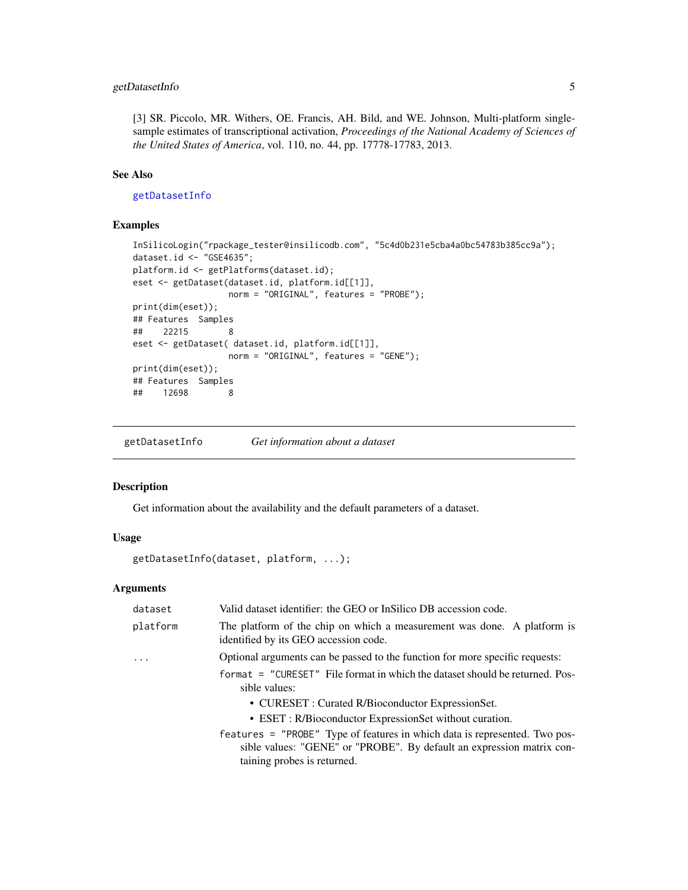[3] SR. Piccolo, MR. Withers, OE. Francis, AH. Bild, and WE. Johnson, Multi-platform single-sample estimates of transcriptional activation, *Proceedings of the National Academy of Sciences of the United States of America*, vol. 110, no. 44, pp. 17778-17783, 2013.

### See Also

getDatasetInfo

### Examples

```
InSilicoLogin("rpackage_tester@insilicodb.com", "5c4d0b231e5cba4a0bc54783b385cc9a");
dataset.id <- "GSE4635";
platform.id <- getPlatforms(dataset.id);
eset <- getDataset(dataset.id, platform.id[[1]],
                   norm = "ORIGINAL", features = "PROBE");
print(dim(eset));
## Features  Samples
##    22215        8
eset <- getDataset( dataset.id, platform.id[[1]],
                   norm = "ORIGINAL", features = "GENE");
print(dim(eset));
## Features  Samples
##    12698        8
```

---

## getDatasetInfo — *Get information about a dataset*

### Description

Get information about the availability and the default parameters of a dataset.

### Usage

```
getDatasetInfo(dataset, platform, ...);
```

### Arguments

| | |
|---|---|
| `dataset` | Valid dataset identifier: the GEO or InSilico DB accession code. |
| `platform` | The platform of the chip on which a measurement was done. A platform is identified by its GEO accession code. |
| `...` | Optional arguments can be passed to the function for more specific requests: |

`format = "CURESET"` File format in which the dataset should be returned. Possible values:

- CURESET : Curated R/Bioconductor ExpressionSet.
- ESET : R/Bioconductor ExpressionSet without curation.

`features = "PROBE"` Type of features in which data is represented. Two possible values: "GENE" or "PROBE". By default an expression matrix containing probes is returned.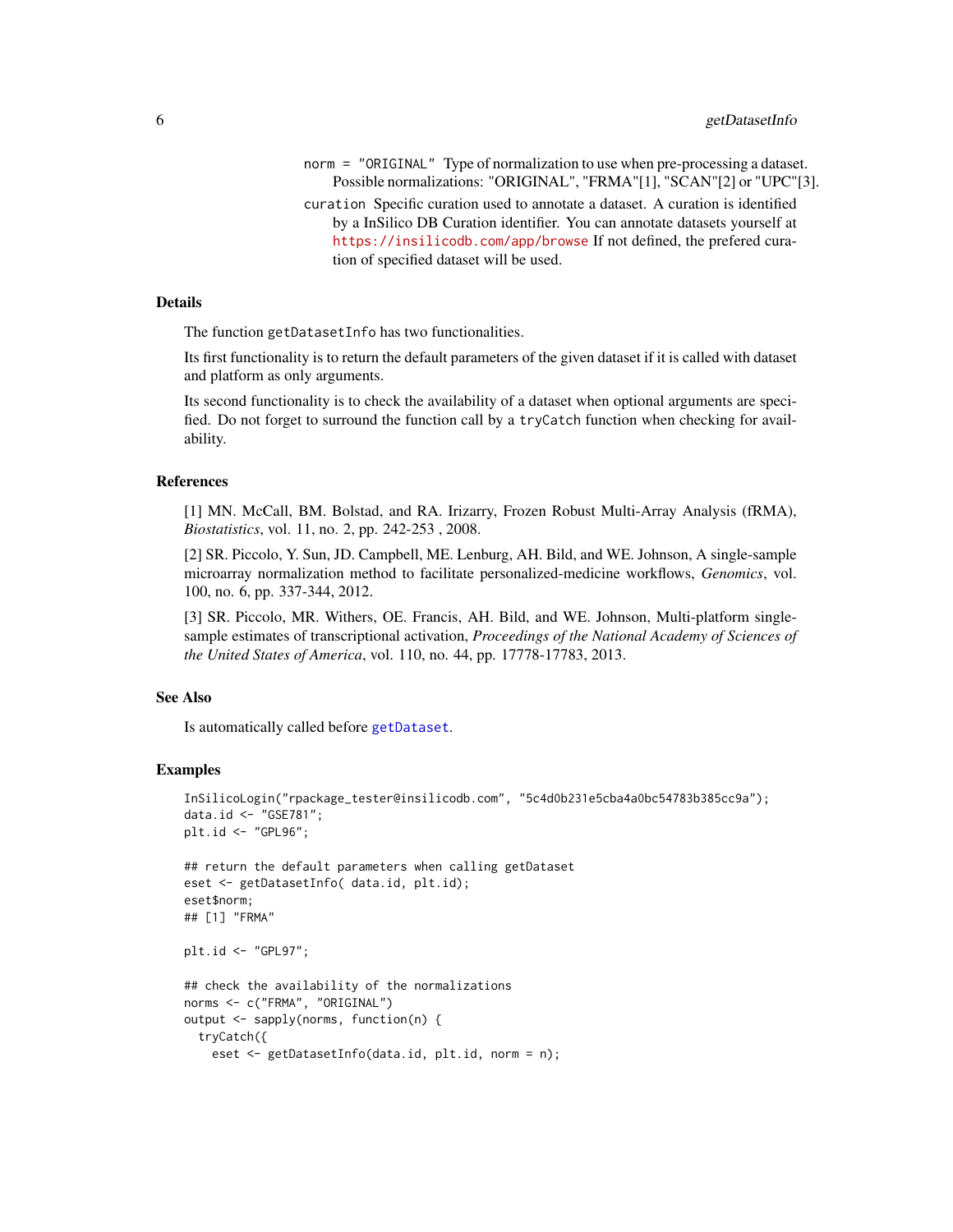norm = "ORIGINAL" Type of normalization to use when pre-processing a dataset. Possible normalizations: "ORIGINAL", "FRMA"[1], "SCAN"[2] or "UPC"[3].

curation Specific curation used to annotate a dataset. A curation is identified by a InSilico DB Curation identifier. You can annotate datasets yourself at https://insilicodb.com/app/browse If not defined, the prefered curation of specified dataset will be used.

## Details

The function getDatasetInfo has two functionalities.

Its first functionality is to return the default parameters of the given dataset if it is called with dataset and platform as only arguments.

Its second functionality is to check the availability of a dataset when optional arguments are specified. Do not forget to surround the function call by a tryCatch function when checking for availability.

## References

[1] MN. McCall, BM. Bolstad, and RA. Irizarry, Frozen Robust Multi-Array Analysis (fRMA), *Biostatistics*, vol. 11, no. 2, pp. 242-253 , 2008.

[2] SR. Piccolo, Y. Sun, JD. Campbell, ME. Lenburg, AH. Bild, and WE. Johnson, A single-sample microarray normalization method to facilitate personalized-medicine workflows, *Genomics*, vol. 100, no. 6, pp. 337-344, 2012.

[3] SR. Piccolo, MR. Withers, OE. Francis, AH. Bild, and WE. Johnson, Multi-platform single-sample estimates of transcriptional activation, *Proceedings of the National Academy of Sciences of the United States of America*, vol. 110, no. 44, pp. 17778-17783, 2013.

## See Also

Is automatically called before getDataset.

## Examples

```
InSilicoLogin("rpackage_tester@insilicodb.com", "5c4d0b231e5cba4a0bc54783b385cc9a");
data.id <- "GSE781";
plt.id <- "GPL96";

## return the default parameters when calling getDataset
eset <- getDatasetInfo( data.id, plt.id);
eset$norm;
## [1] "FRMA"

plt.id <- "GPL97";

## check the availability of the normalizations
norms <- c("FRMA", "ORIGINAL")
output <- sapply(norms, function(n) {
  tryCatch({
    eset <- getDatasetInfo(data.id, plt.id, norm = n);
```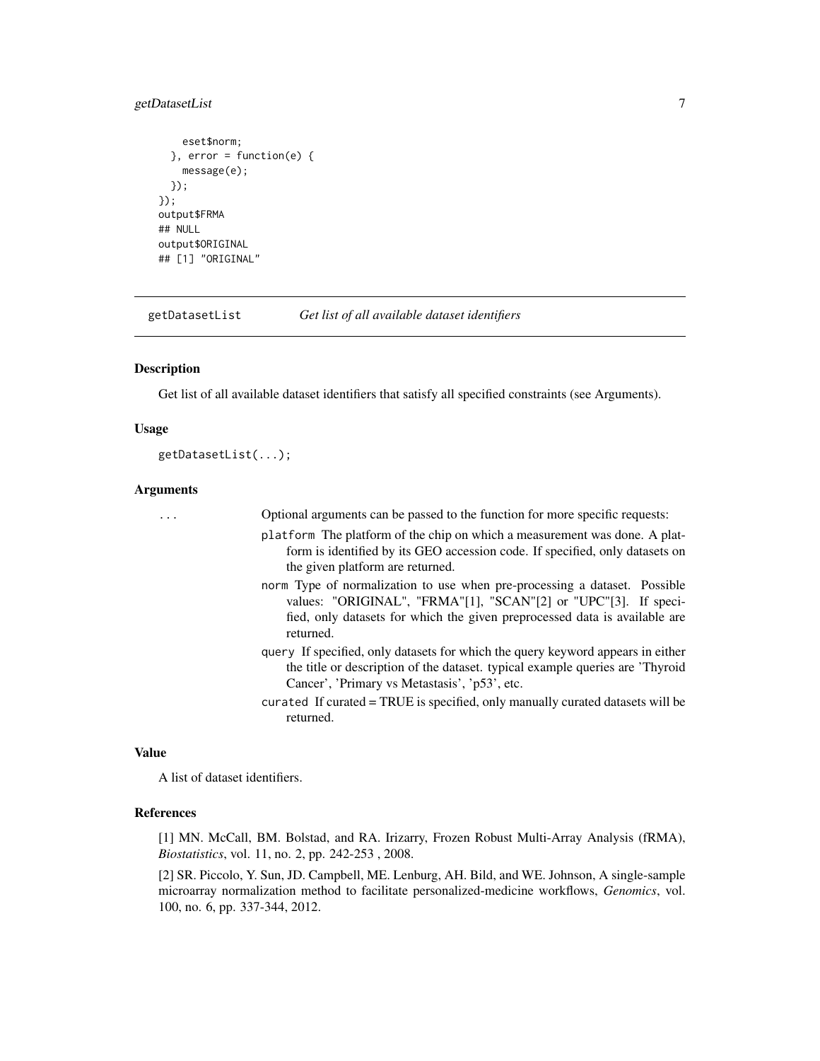```
    eset$norm;
  }, error = function(e) {
    message(e);
  });
});
output$FRMA
## NULL
output$ORIGINAL
## [1] "ORIGINAL"
```

---

## getDatasetList — *Get list of all available dataset identifiers*

### Description

Get list of all available dataset identifiers that satisfy all specified constraints (see Arguments).

### Usage

```
getDatasetList(...);
```

### Arguments

`...` Optional arguments can be passed to the function for more specific requests:

- `platform` The platform of the chip on which a measurement was done. A platform is identified by its GEO accession code. If specified, only datasets on the given platform are returned.
- `norm` Type of normalization to use when pre-processing a dataset. Possible values: "ORIGINAL", "FRMA"[1], "SCAN"[2] or "UPC"[3]. If specified, only datasets for which the given preprocessed data is available are returned.
- `query` If specified, only datasets for which the query keyword appears in either the title or description of the dataset. typical example queries are 'Thyroid Cancer', 'Primary vs Metastasis', 'p53', etc.
- `curated` If curated = TRUE is specified, only manually curated datasets will be returned.

### Value

A list of dataset identifiers.

### References

[1] MN. McCall, BM. Bolstad, and RA. Irizarry, Frozen Robust Multi-Array Analysis (fRMA), *Biostatistics*, vol. 11, no. 2, pp. 242-253 , 2008.

[2] SR. Piccolo, Y. Sun, JD. Campbell, ME. Lenburg, AH. Bild, and WE. Johnson, A single-sample microarray normalization method to facilitate personalized-medicine workflows, *Genomics*, vol. 100, no. 6, pp. 337-344, 2012.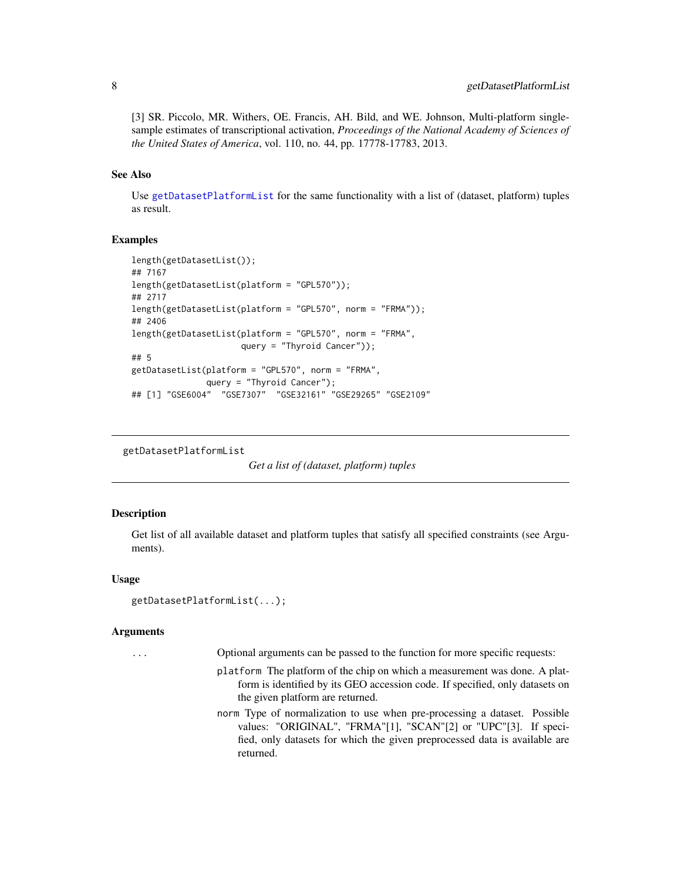[3] SR. Piccolo, MR. Withers, OE. Francis, AH. Bild, and WE. Johnson, Multi-platform single-sample estimates of transcriptional activation, *Proceedings of the National Academy of Sciences of the United States of America*, vol. 110, no. 44, pp. 17778-17783, 2013.

### See Also

Use getDatasetPlatformList for the same functionality with a list of (dataset, platform) tuples as result.

### Examples

```
length(getDatasetList());
## 7167
length(getDatasetList(platform = "GPL570"));
## 2717
length(getDatasetList(platform = "GPL570", norm = "FRMA"));
## 2406
length(getDatasetList(platform = "GPL570", norm = "FRMA",
                      query = "Thyroid Cancer"));
## 5
getDatasetList(platform = "GPL570", norm = "FRMA",
               query = "Thyroid Cancer");
## [1] "GSE6004"  "GSE7307"  "GSE32161" "GSE29265" "GSE2109"
```

---

## getDatasetPlatformList — *Get a list of (dataset, platform) tuples*

---

### Description

Get list of all available dataset and platform tuples that satisfy all specified constraints (see Arguments).

### Usage

```
getDatasetPlatformList(...);
```

### Arguments

`...` Optional arguments can be passed to the function for more specific requests:

- `platform` The platform of the chip on which a measurement was done. A platform is identified by its GEO accession code. If specified, only datasets on the given platform are returned.
- `norm` Type of normalization to use when pre-processing a dataset. Possible values: "ORIGINAL", "FRMA"[1], "SCAN"[2] or "UPC"[3]. If specified, only datasets for which the given preprocessed data is available are returned.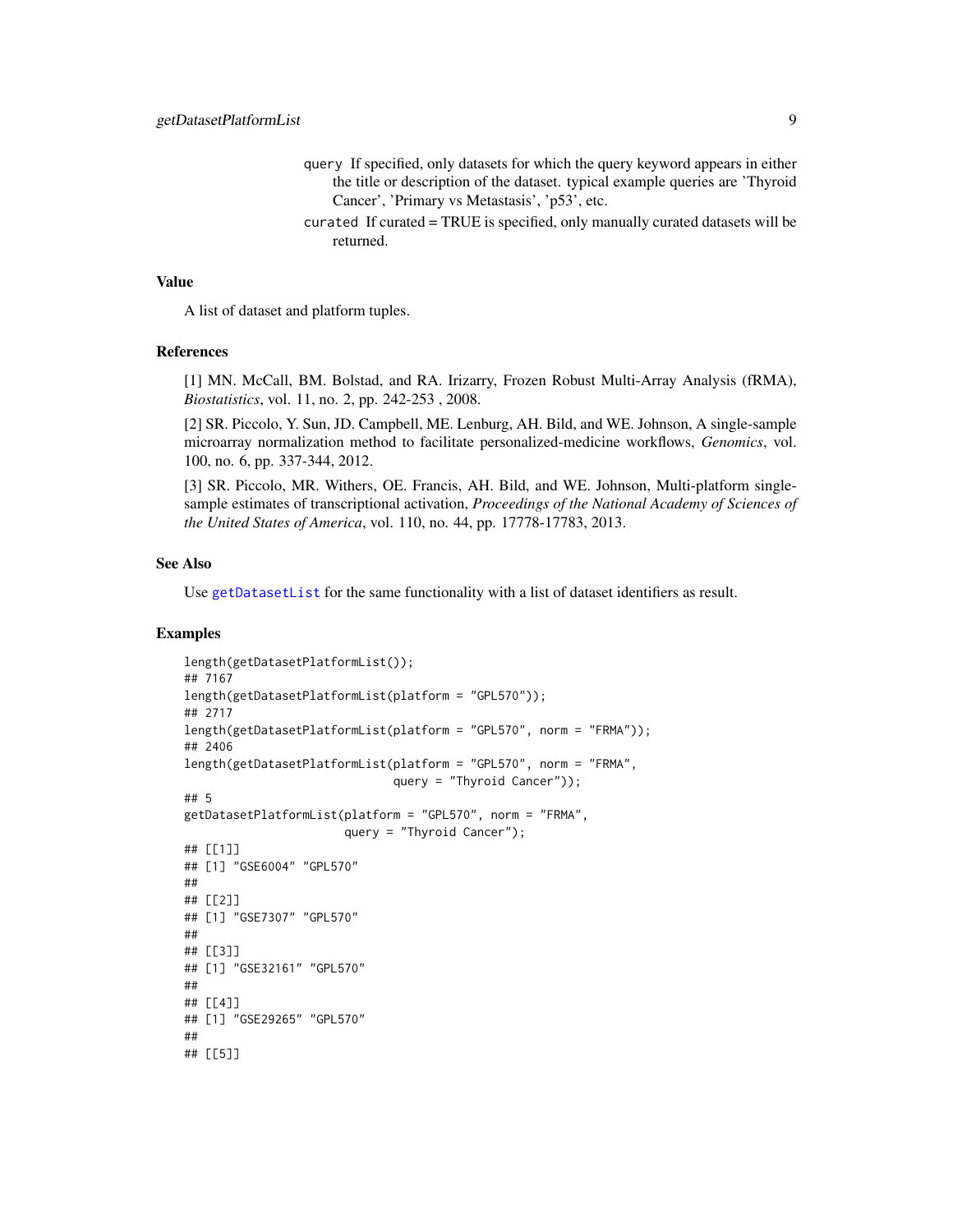`query` If specified, only datasets for which the query keyword appears in either the title or description of the dataset. typical example queries are 'Thyroid Cancer', 'Primary vs Metastasis', 'p53', etc.

`curated` If curated = TRUE is specified, only manually curated datasets will be returned.

### Value

A list of dataset and platform tuples.

### References

[1] MN. McCall, BM. Bolstad, and RA. Irizarry, Frozen Robust Multi-Array Analysis (fRMA), *Biostatistics*, vol. 11, no. 2, pp. 242-253 , 2008.

[2] SR. Piccolo, Y. Sun, JD. Campbell, ME. Lenburg, AH. Bild, and WE. Johnson, A single-sample microarray normalization method to facilitate personalized-medicine workflows, *Genomics*, vol. 100, no. 6, pp. 337-344, 2012.

[3] SR. Piccolo, MR. Withers, OE. Francis, AH. Bild, and WE. Johnson, Multi-platform single-sample estimates of transcriptional activation, *Proceedings of the National Academy of Sciences of the United States of America*, vol. 110, no. 44, pp. 17778-17783, 2013.

### See Also

Use `getDatasetList` for the same functionality with a list of dataset identifiers as result.

### Examples

```
length(getDatasetPlatformList());
## 7167
length(getDatasetPlatformList(platform = "GPL570"));
## 2717
length(getDatasetPlatformList(platform = "GPL570", norm = "FRMA"));
## 2406
length(getDatasetPlatformList(platform = "GPL570", norm = "FRMA",
                              query = "Thyroid Cancer"));
## 5
getDatasetPlatformList(platform = "GPL570", norm = "FRMA",
                       query = "Thyroid Cancer");
## [[1]]
## [1] "GSE6004" "GPL570"
##
## [[2]]
## [1] "GSE7307" "GPL570"
##
## [[3]]
## [1] "GSE32161" "GPL570"
##
## [[4]]
## [1] "GSE29265" "GPL570"
##
## [[5]]
```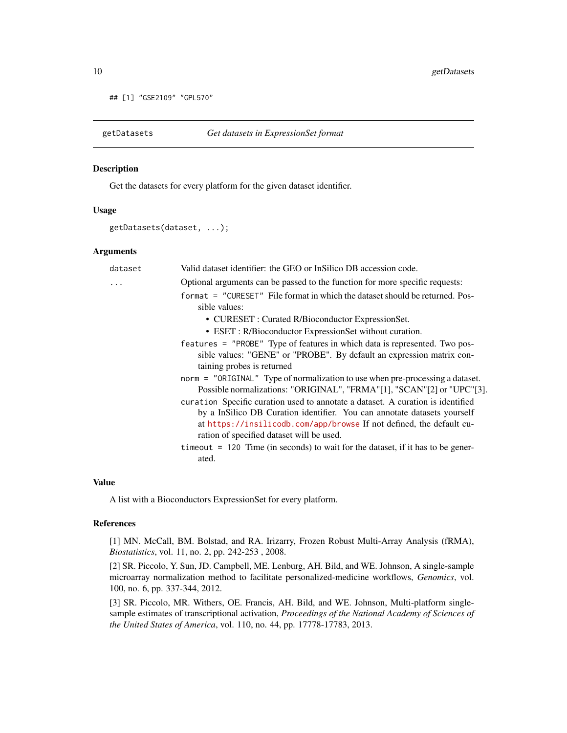```
## [1] "GSE2109" "GPL570"
```

## getDatasets — *Get datasets in ExpressionSet format*

### Description

Get the datasets for every platform for the given dataset identifier.

### Usage

```
getDatasets(dataset, ...);
```

### Arguments

| | |
|---|---|
| `dataset` | Valid dataset identifier: the GEO or InSilico DB accession code. |
| `...` | Optional arguments can be passed to the function for more specific requests: |

`format = "CURESET"` File format in which the dataset should be returned. Possible values:

- CURESET : Curated R/Bioconductor ExpressionSet.
- ESET : R/Bioconductor ExpressionSet without curation.

`features = "PROBE"` Type of features in which data is represented. Two possible values: "GENE" or "PROBE". By default an expression matrix containing probes is returned

`norm = "ORIGINAL"` Type of normalization to use when pre-processing a dataset. Possible normalizations: "ORIGINAL", "FRMA"[1], "SCAN"[2] or "UPC"[3].

`curation` Specific curation used to annotate a dataset. A curation is identified by a InSilico DB Curation identifier. You can annotate datasets yourself at https://insilicodb.com/app/browse If not defined, the default curation of specified dataset will be used.

`timeout = 120` Time (in seconds) to wait for the dataset, if it has to be generated.

### Value

A list with a Bioconductors ExpressionSet for every platform.

### References

[1] MN. McCall, BM. Bolstad, and RA. Irizarry, Frozen Robust Multi-Array Analysis (fRMA), *Biostatistics*, vol. 11, no. 2, pp. 242-253 , 2008.

[2] SR. Piccolo, Y. Sun, JD. Campbell, ME. Lenburg, AH. Bild, and WE. Johnson, A single-sample microarray normalization method to facilitate personalized-medicine workflows, *Genomics*, vol. 100, no. 6, pp. 337-344, 2012.

[3] SR. Piccolo, MR. Withers, OE. Francis, AH. Bild, and WE. Johnson, Multi-platform single-sample estimates of transcriptional activation, *Proceedings of the National Academy of Sciences of the United States of America*, vol. 110, no. 44, pp. 17778-17783, 2013.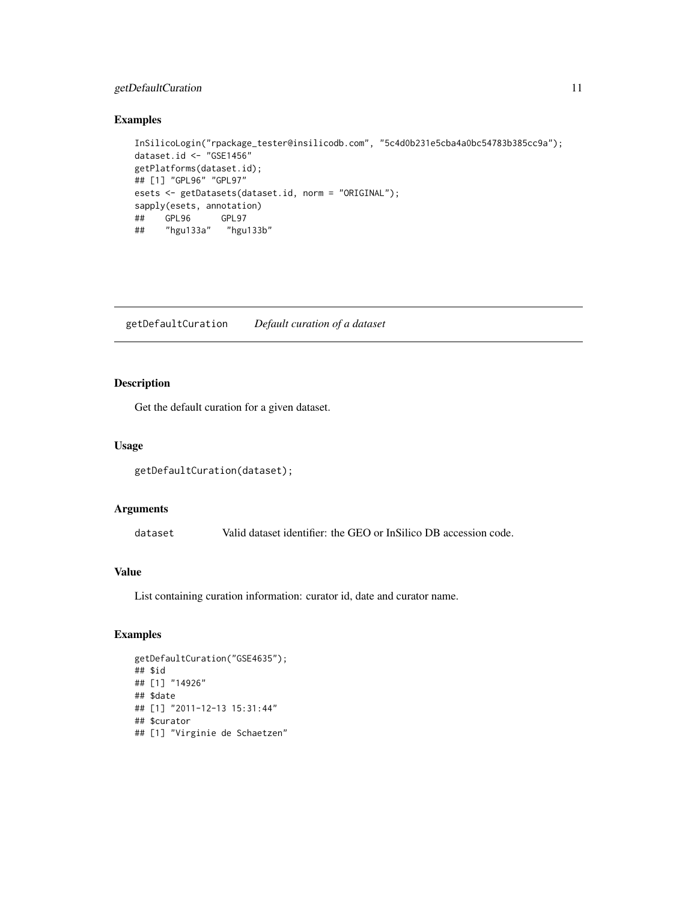### Examples

```
InSilicoLogin("rpackage_tester@insilicodb.com", "5c4d0b231e5cba4a0bc54783b385cc9a");
dataset.id <- "GSE1456"
getPlatforms(dataset.id);
## [1] "GPL96" "GPL97"
esets <- getDatasets(dataset.id, norm = "ORIGINAL");
sapply(esets, annotation)
##    GPL96      GPL97
##    "hgu133a"   "hgu133b"
```

---

## getDefaultCuration    *Default curation of a dataset*

### Description

Get the default curation for a given dataset.

### Usage

```
getDefaultCuration(dataset);
```

### Arguments

| | |
|---|---|
| dataset | Valid dataset identifier: the GEO or InSilico DB accession code. |

### Value

List containing curation information: curator id, date and curator name.

### Examples

```
getDefaultCuration("GSE4635");
## $id
## [1] "14926"
## $date
## [1] "2011-12-13 15:31:44"
## $curator
## [1] "Virginie de Schaetzen"
```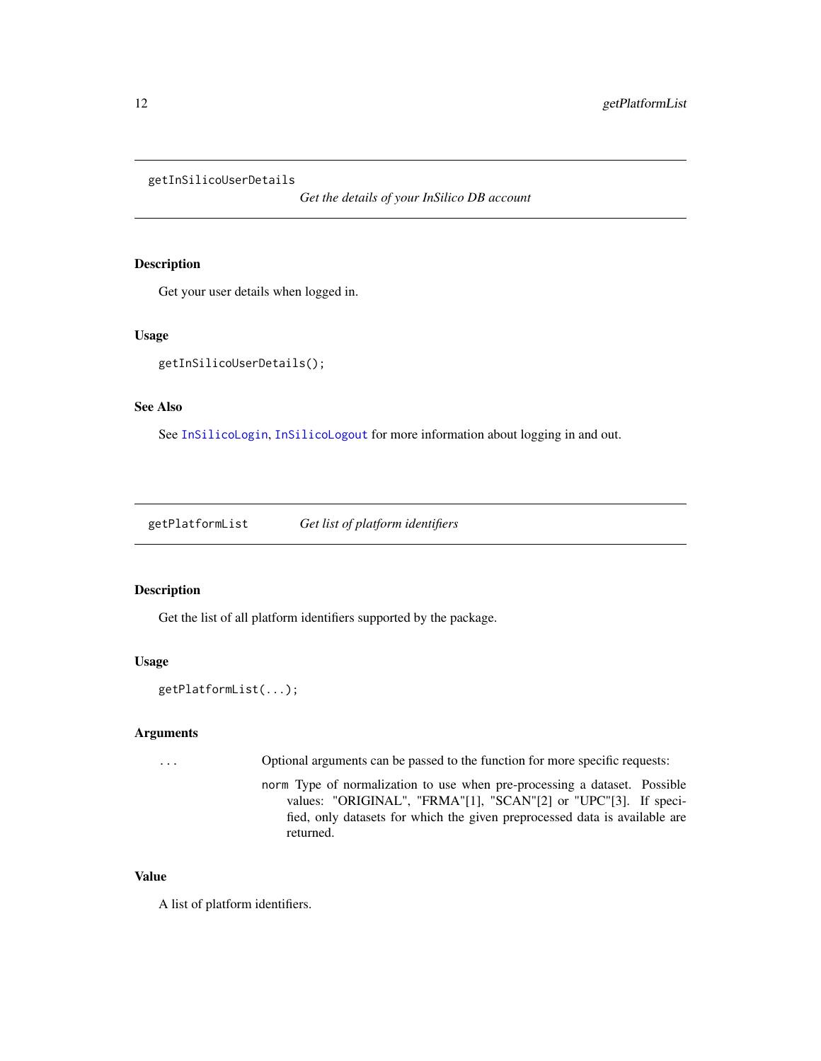## getInSilicoUserDetails

*Get the details of your InSilico DB account*

### Description

Get your user details when logged in.

### Usage

```
getInSilicoUserDetails();
```

### See Also

See `InSilicoLogin`, `InSilicoLogout` for more information about logging in and out.

## getPlatformList

*Get list of platform identifiers*

### Description

Get the list of all platform identifiers supported by the package.

### Usage

```
getPlatformList(...);
```

### Arguments

`...` Optional arguments can be passed to the function for more specific requests:

- `norm` Type of normalization to use when pre-processing a dataset. Possible values: "ORIGINAL", "FRMA"[1], "SCAN"[2] or "UPC"[3]. If specified, only datasets for which the given preprocessed data is available are returned.

### Value

A list of platform identifiers.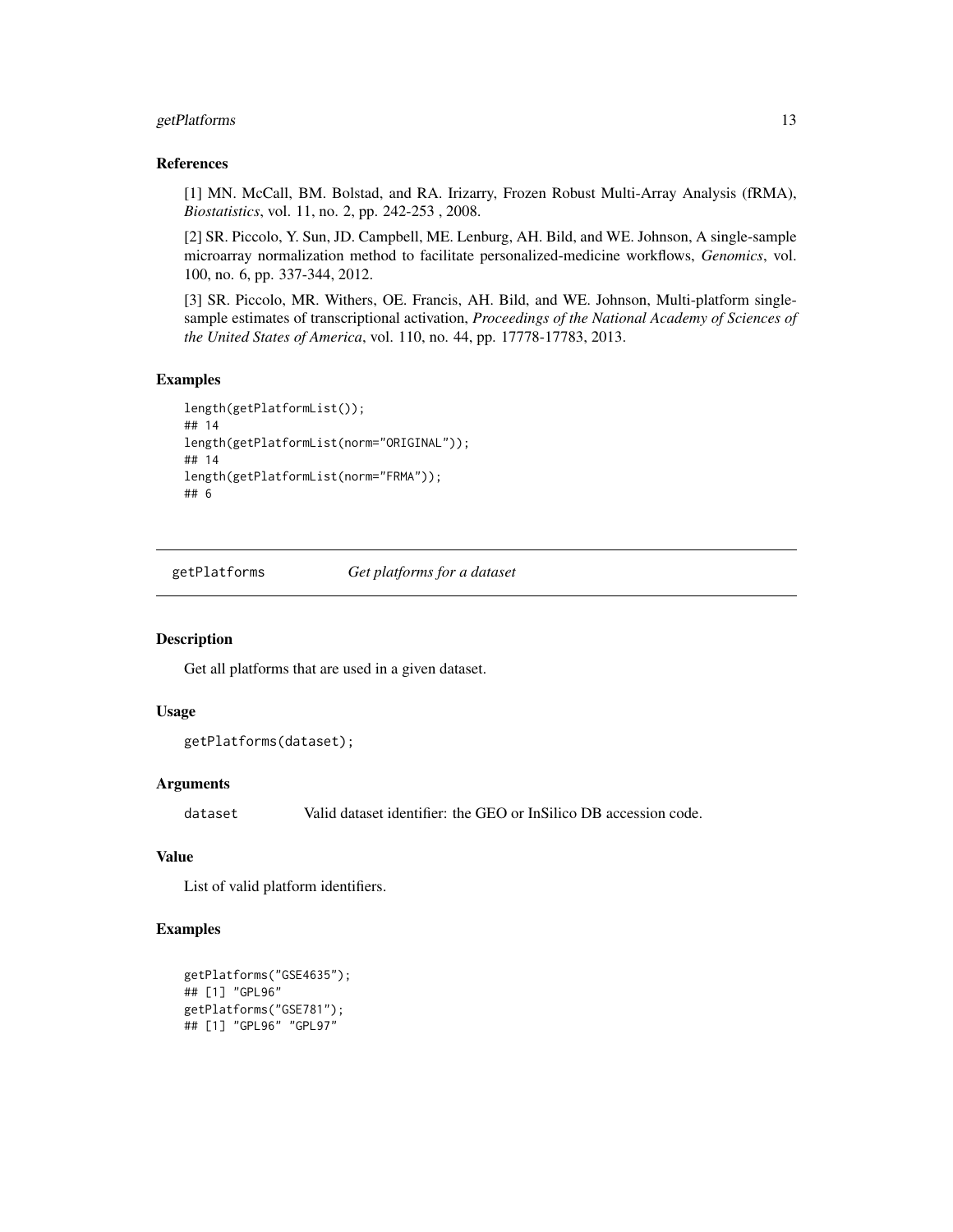### References

[1] MN. McCall, BM. Bolstad, and RA. Irizarry, Frozen Robust Multi-Array Analysis (fRMA), *Biostatistics*, vol. 11, no. 2, pp. 242-253 , 2008.

[2] SR. Piccolo, Y. Sun, JD. Campbell, ME. Lenburg, AH. Bild, and WE. Johnson, A single-sample microarray normalization method to facilitate personalized-medicine workflows, *Genomics*, vol. 100, no. 6, pp. 337-344, 2012.

[3] SR. Piccolo, MR. Withers, OE. Francis, AH. Bild, and WE. Johnson, Multi-platform single-sample estimates of transcriptional activation, *Proceedings of the National Academy of Sciences of the United States of America*, vol. 110, no. 44, pp. 17778-17783, 2013.

### Examples

```
length(getPlatformList());
## 14
length(getPlatformList(norm="ORIGINAL"));
## 14
length(getPlatformList(norm="FRMA"));
## 6
```

---

## getPlatforms — *Get platforms for a dataset*

### Description

Get all platforms that are used in a given dataset.

### Usage

```
getPlatforms(dataset);
```

### Arguments

| | |
|---|---|
| `dataset` | Valid dataset identifier: the GEO or InSilico DB accession code. |

### Value

List of valid platform identifiers.

### Examples

```
getPlatforms("GSE4635");
## [1] "GPL96"
getPlatforms("GSE781");
## [1] "GPL96" "GPL97"
```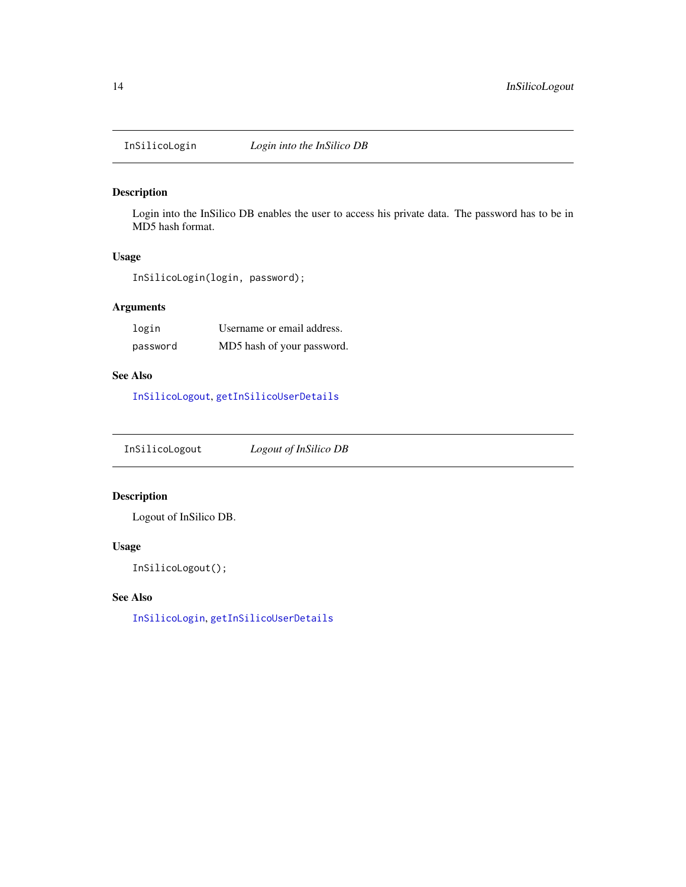## InSilicoLogin — *Login into the InSilico DB*

### Description

Login into the InSilico DB enables the user to access his private data. The password has to be in MD5 hash format.

### Usage

```
InSilicoLogin(login, password);
```

### Arguments

| | |
|---|---|
| `login` | Username or email address. |
| `password` | MD5 hash of your password. |

### See Also

`InSilicoLogout`, `getInSilicoUserDetails`

## InSilicoLogout — *Logout of InSilico DB*

### Description

Logout of InSilico DB.

### Usage

```
InSilicoLogout();
```

### See Also

`InSilicoLogin`, `getInSilicoUserDetails`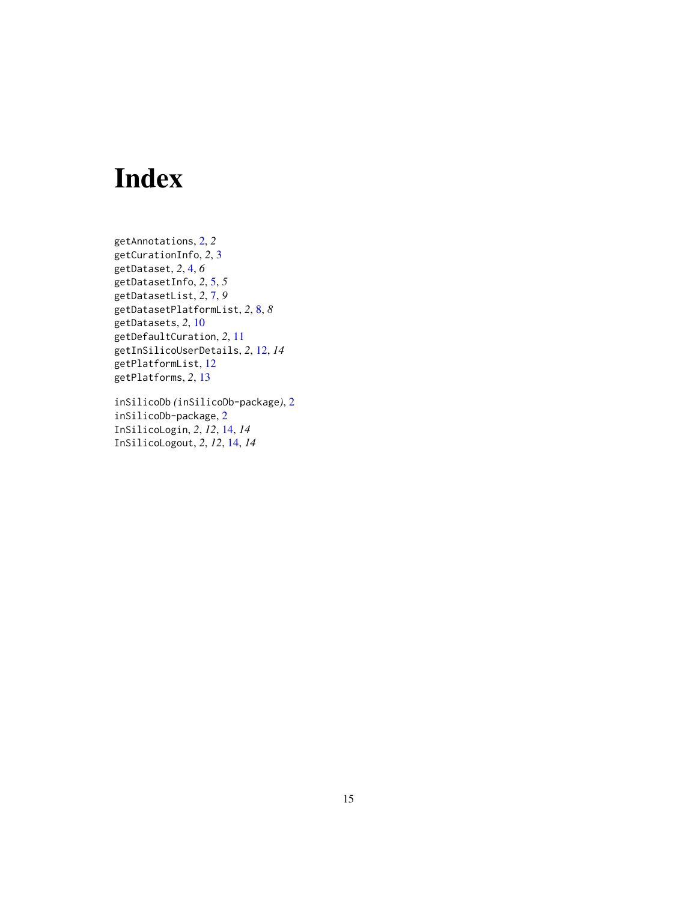# Index

getAnnotations, 2, *2*
getCurationInfo, *2*, 3
getDataset, *2*, 4, *6*
getDatasetInfo, *2*, 5, *5*
getDatasetList, *2*, 7, *9*
getDatasetPlatformList, *2*, 8, *8*
getDatasets, *2*, 10
getDefaultCuration, *2*, 11
getInSilicoUserDetails, *2*, 12, *14*
getPlatformList, 12
getPlatforms, *2*, 13

inSilicoDb *(*inSilicoDb-package*)*, 2
inSilicoDb-package, 2
InSilicoLogin, *2*, *12*, 14, *14*
InSilicoLogout, *2*, *12*, 14, *14*